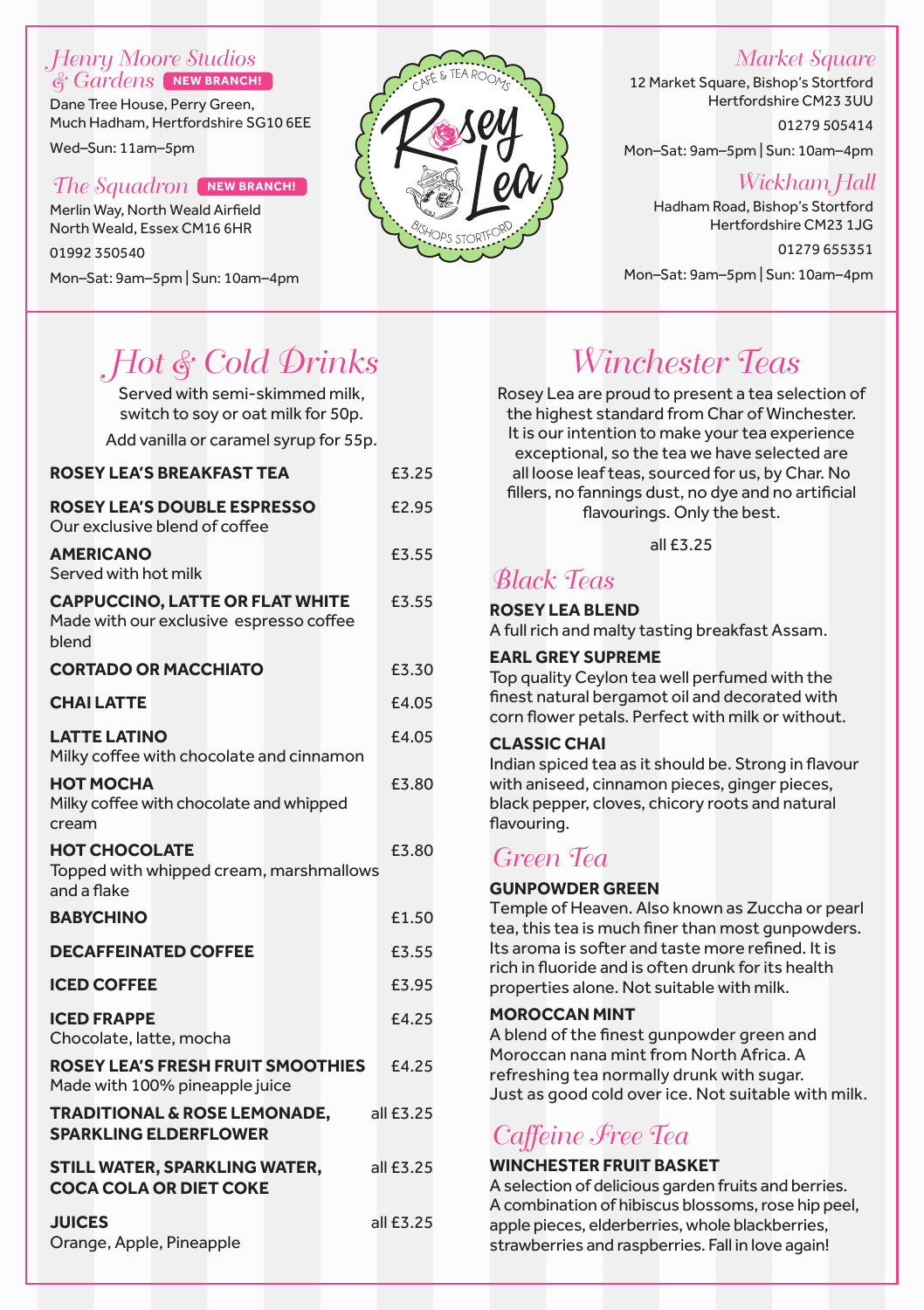## Henry Moore Studios & Gardens NEW BRANCH!

Dane Tree House, Perry Green, Much Hadham, Hertfordshire SG10 6EE

Wed–Sun: 11am–5pm

## The Squadron NEW BRANCH!

Merlin Way, North Weald Airfield
North Weald, Essex CM16 6HR

01992 350540

Mon–Sat: 9am–5pm | Sun: 10am–4pm

CAFÉ & TEA ROOMS
Rosey Lea
BISHOPS STORTFORD

## Market Square

12 Market Square, Bishop's Stortford
Hertfordshire CM23 3UU

01279 505414

Mon–Sat: 9am–5pm | Sun: 10am–4pm

## Wickham Hall

Hadham Road, Bishop's Stortford
Hertfordshire CM23 1JG

01279 655351

Mon–Sat: 9am–5pm | Sun: 10am–4pm

# Hot & Cold Drinks

Served with semi-skimmed milk, switch to soy or oat milk for 50p.

Add vanilla or caramel syrup for 55p.

| Item | Price |
|---|---|
| **ROSEY LEA'S BREAKFAST TEA** | £3.25 |
| **ROSEY LEA'S DOUBLE ESPRESSO** Our exclusive blend of coffee | £2.95 |
| **AMERICANO** Served with hot milk | £3.55 |
| **CAPPUCCINO, LATTE OR FLAT WHITE** Made with our exclusive espresso coffee blend | £3.55 |
| **CORTADO OR MACCHIATO** | £3.30 |
| **CHAI LATTE** | £4.05 |
| **LATTE LATINO** Milky coffee with chocolate and cinnamon | £4.05 |
| **HOT MOCHA** Milky coffee with chocolate and whipped cream | £3.80 |
| **HOT CHOCOLATE** Topped with whipped cream, marshmallows and a flake | £3.80 |
| **BABYCHINO** | £1.50 |
| **DECAFFEINATED COFFEE** | £3.55 |
| **ICED COFFEE** | £3.95 |
| **ICED FRAPPE** Chocolate, latte, mocha | £4.25 |
| **ROSEY LEA'S FRESH FRUIT SMOOTHIES** Made with 100% pineapple juice | £4.25 |
| **TRADITIONAL & ROSE LEMONADE, SPARKLING ELDERFLOWER** | all £3.25 |
| **STILL WATER, SPARKLING WATER, COCA COLA OR DIET COKE** | all £3.25 |
| **JUICES** Orange, Apple, Pineapple | all £3.25 |

# Winchester Teas

Rosey Lea are proud to present a tea selection of the highest standard from Char of Winchester. It is our intention to make your tea experience exceptional, so the tea we have selected are all loose leaf teas, sourced for us, by Char. No fillers, no fannings dust, no dye and no artificial flavourings. Only the best.

all £3.25

## Black Teas

**ROSEY LEA BLEND**
A full rich and malty tasting breakfast Assam.

**EARL GREY SUPREME**
Top quality Ceylon tea well perfumed with the finest natural bergamot oil and decorated with corn flower petals. Perfect with milk or without.

**CLASSIC CHAI**
Indian spiced tea as it should be. Strong in flavour with aniseed, cinnamon pieces, ginger pieces, black pepper, cloves, chicory roots and natural flavouring.

## Green Tea

**GUNPOWDER GREEN**
Temple of Heaven. Also known as Zuccha or pearl tea, this tea is much finer than most gunpowders. Its aroma is softer and taste more refined. It is rich in fluoride and is often drunk for its health properties alone. Not suitable with milk.

**MOROCCAN MINT**
A blend of the finest gunpowder green and Moroccan nana mint from North Africa. A refreshing tea normally drunk with sugar. Just as good cold over ice. Not suitable with milk.

## Caffeine Free Tea

**WINCHESTER FRUIT BASKET**
A selection of delicious garden fruits and berries. A combination of hibiscus blossoms, rose hip peel, apple pieces, elderberries, whole blackberries, strawberries and raspberries. Fall in love again!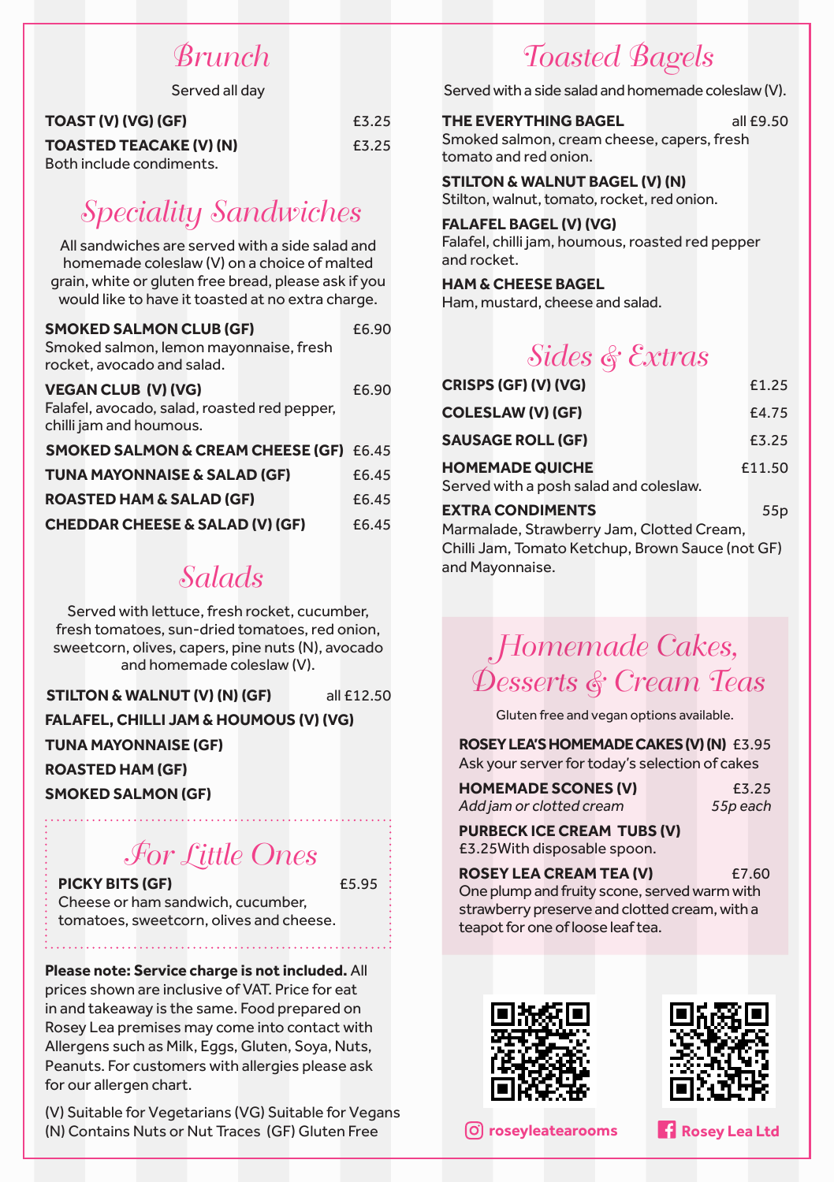## Brunch

Served all day

**TOAST (V) (VG) (GF)** £3.25

**TOASTED TEACAKE (V) (N)** £3.25

Both include condiments.

## Speciality Sandwiches

All sandwiches are served with a side salad and homemade coleslaw (V) on a choice of malted grain, white or gluten free bread, please ask if you would like to have it toasted at no extra charge.

**SMOKED SALMON CLUB (GF)** £6.90
Smoked salmon, lemon mayonnaise, fresh rocket, avocado and salad.

**VEGAN CLUB (V) (VG)** £6.90
Falafel, avocado, salad, roasted red pepper, chilli jam and houmous.

**SMOKED SALMON & CREAM CHEESE (GF)** £6.45

**TUNA MAYONNAISE & SALAD (GF)** £6.45

**ROASTED HAM & SALAD (GF)** £6.45

**CHEDDAR CHEESE & SALAD (V) (GF)** £6.45

## Salads

Served with lettuce, fresh rocket, cucumber, fresh tomatoes, sun-dried tomatoes, red onion, sweetcorn, olives, capers, pine nuts (N), avocado and homemade coleslaw (V).

**STILTON & WALNUT (V) (N) (GF)** all £12.50

**FALAFEL, CHILLI JAM & HOUMOUS (V) (VG)**

**TUNA MAYONNAISE (GF)**

**ROASTED HAM (GF)**

**SMOKED SALMON (GF)**

## For Little Ones

**PICKY BITS (GF)** £5.95
Cheese or ham sandwich, cucumber, tomatoes, sweetcorn, olives and cheese.

**Please note: Service charge is not included.** All prices shown are inclusive of VAT. Price for eat in and takeaway is the same. Food prepared on Rosey Lea premises may come into contact with Allergens such as Milk, Eggs, Gluten, Soya, Nuts, Peanuts. For customers with allergies please ask for our allergen chart.

(V) Suitable for Vegetarians (VG) Suitable for Vegans
(N) Contains Nuts or Nut Traces (GF) Gluten Free

## Toasted Bagels

Served with a side salad and homemade coleslaw (V).

**THE EVERYTHING BAGEL** all £9.50
Smoked salmon, cream cheese, capers, fresh tomato and red onion.

**STILTON & WALNUT BAGEL (V) (N)**
Stilton, walnut, tomato, rocket, red onion.

**FALAFEL BAGEL (V) (VG)**
Falafel, chilli jam, houmous, roasted red pepper and rocket.

**HAM & CHEESE BAGEL**
Ham, mustard, cheese and salad.

## Sides & Extras

**CRISPS (GF) (V) (VG)** £1.25

**COLESLAW (V) (GF)** £4.75

**SAUSAGE ROLL (GF)** £3.25

**HOMEMADE QUICHE** £11.50
Served with a posh salad and coleslaw.

**EXTRA CONDIMENTS** 55p
Marmalade, Strawberry Jam, Clotted Cream, Chilli Jam, Tomato Ketchup, Brown Sauce (not GF) and Mayonnaise.

## Homemade Cakes, Desserts & Cream Teas

Gluten free and vegan options available.

**ROSEY LEA'S HOMEMADE CAKES (V) (N)** £3.95
Ask your server for today's selection of cakes

**HOMEMADE SCONES (V)** £3.25
*Add jam or clotted cream* *55p each*

**PURBECK ICE CREAM TUBS (V)**
£3.25With disposable spoon.

**ROSEY LEA CREAM TEA (V)** £7.60
One plump and fruity scone, served warm with strawberry preserve and clotted cream, with a teapot for one of loose leaf tea.

roseyleatearooms

Rosey Lea Ltd